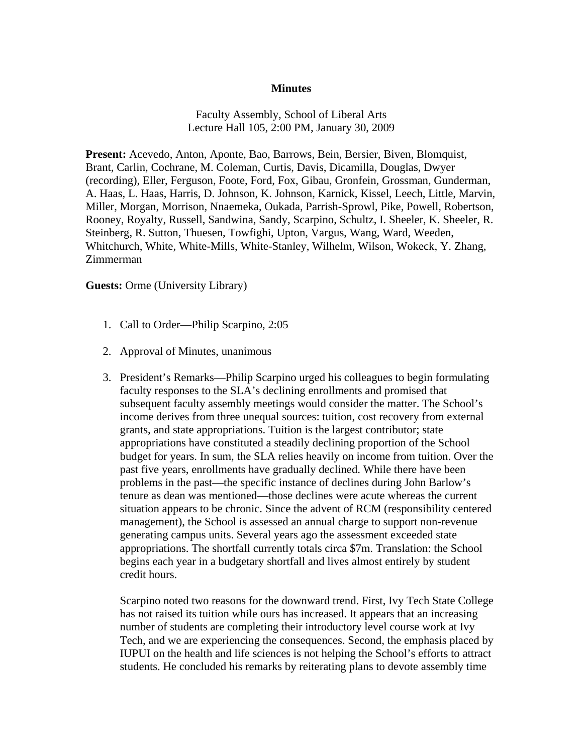# Minutes

Faculty Assembly, School of Liberal Arts
Lecture Hall 105, 2:00 PM, January 30, 2009

**Present:** Acevedo, Anton, Aponte, Bao, Barrows, Bein, Bersier, Biven, Blomquist, Brant, Carlin, Cochrane, M. Coleman, Curtis, Davis, Dicamilla, Douglas, Dwyer (recording), Eller, Ferguson, Foote, Ford, Fox, Gibau, Gronfein, Grossman, Gunderman, A. Haas, L. Haas, Harris, D. Johnson, K. Johnson, Karnick, Kissel, Leech, Little, Marvin, Miller, Morgan, Morrison, Nnaemeka, Oukada, Parrish-Sprowl, Pike, Powell, Robertson, Rooney, Royalty, Russell, Sandwina, Sandy, Scarpino, Schultz, I. Sheeler, K. Sheeler, R. Steinberg, R. Sutton, Thuesen, Towfighi, Upton, Vargus, Wang, Ward, Weeden, Whitchurch, White, White-Mills, White-Stanley, Wilhelm, Wilson, Wokeck, Y. Zhang, Zimmerman

**Guests:** Orme (University Library)

1. Call to Order—Philip Scarpino, 2:05

2. Approval of Minutes, unanimous

3. President's Remarks—Philip Scarpino urged his colleagues to begin formulating faculty responses to the SLA's declining enrollments and promised that subsequent faculty assembly meetings would consider the matter. The School's income derives from three unequal sources: tuition, cost recovery from external grants, and state appropriations. Tuition is the largest contributor; state appropriations have constituted a steadily declining proportion of the School budget for years. In sum, the SLA relies heavily on income from tuition. Over the past five years, enrollments have gradually declined. While there have been problems in the past—the specific instance of declines during John Barlow's tenure as dean was mentioned—those declines were acute whereas the current situation appears to be chronic. Since the advent of RCM (responsibility centered management), the School is assessed an annual charge to support non-revenue generating campus units. Several years ago the assessment exceeded state appropriations. The shortfall currently totals circa $7m. Translation: the School begins each year in a budgetary shortfall and lives almost entirely by student credit hours.

   Scarpino noted two reasons for the downward trend. First, Ivy Tech State College has not raised its tuition while ours has increased. It appears that an increasing number of students are completing their introductory level course work at Ivy Tech, and we are experiencing the consequences. Second, the emphasis placed by IUPUI on the health and life sciences is not helping the School's efforts to attract students. He concluded his remarks by reiterating plans to devote assembly time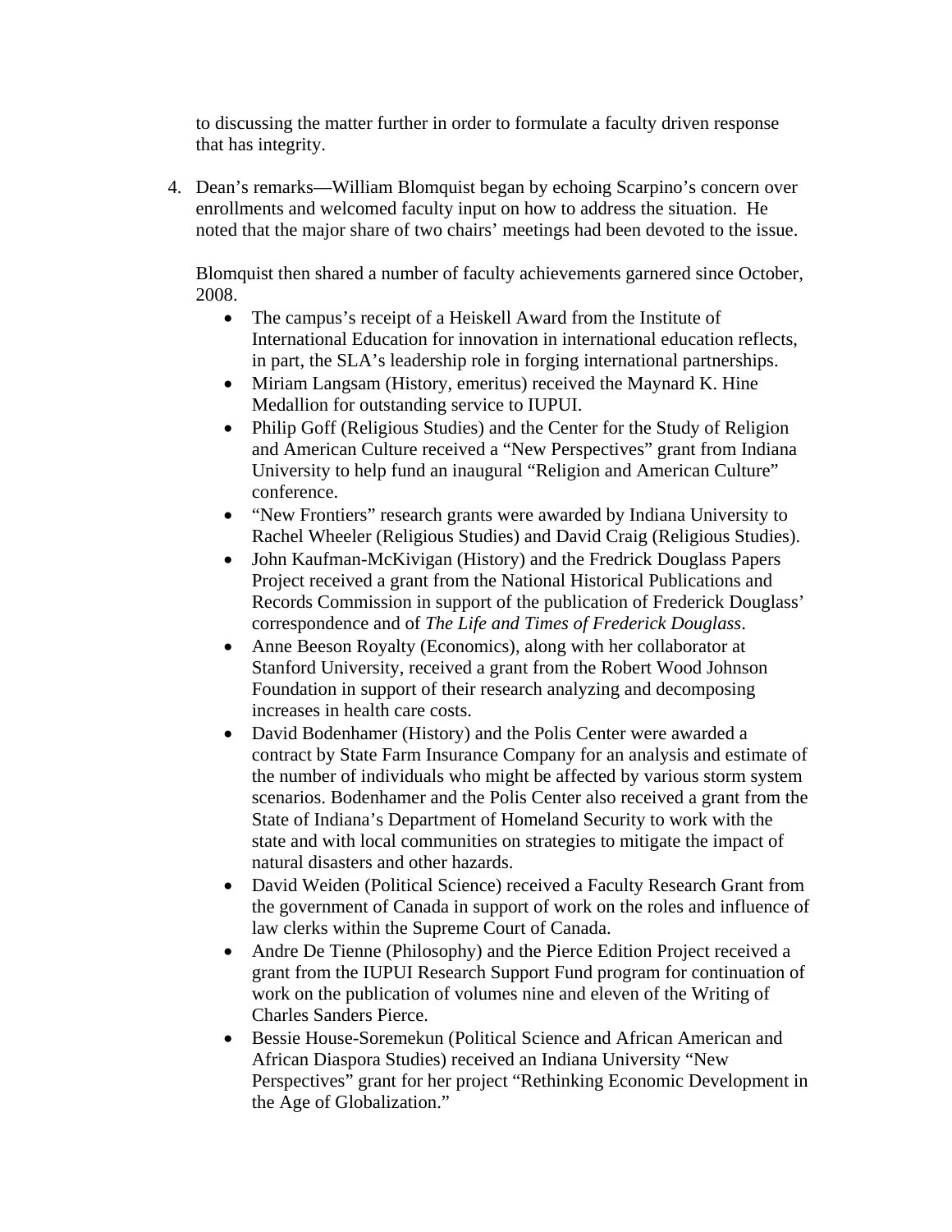to discussing the matter further in order to formulate a faculty driven response that has integrity.

4. Dean's remarks—William Blomquist began by echoing Scarpino's concern over enrollments and welcomed faculty input on how to address the situation. He noted that the major share of two chairs' meetings had been devoted to the issue.

   Blomquist then shared a number of faculty achievements garnered since October, 2008.

   - The campus's receipt of a Heiskell Award from the Institute of International Education for innovation in international education reflects, in part, the SLA's leadership role in forging international partnerships.
   - Miriam Langsam (History, emeritus) received the Maynard K. Hine Medallion for outstanding service to IUPUI.
   - Philip Goff (Religious Studies) and the Center for the Study of Religion and American Culture received a "New Perspectives" grant from Indiana University to help fund an inaugural "Religion and American Culture" conference.
   - "New Frontiers" research grants were awarded by Indiana University to Rachel Wheeler (Religious Studies) and David Craig (Religious Studies).
   - John Kaufman-McKivigan (History) and the Fredrick Douglass Papers Project received a grant from the National Historical Publications and Records Commission in support of the publication of Frederick Douglass' correspondence and of *The Life and Times of Frederick Douglass*.
   - Anne Beeson Royalty (Economics), along with her collaborator at Stanford University, received a grant from the Robert Wood Johnson Foundation in support of their research analyzing and decomposing increases in health care costs.
   - David Bodenhamer (History) and the Polis Center were awarded a contract by State Farm Insurance Company for an analysis and estimate of the number of individuals who might be affected by various storm system scenarios. Bodenhamer and the Polis Center also received a grant from the State of Indiana's Department of Homeland Security to work with the state and with local communities on strategies to mitigate the impact of natural disasters and other hazards.
   - David Weiden (Political Science) received a Faculty Research Grant from the government of Canada in support of work on the roles and influence of law clerks within the Supreme Court of Canada.
   - Andre De Tienne (Philosophy) and the Pierce Edition Project received a grant from the IUPUI Research Support Fund program for continuation of work on the publication of volumes nine and eleven of the Writing of Charles Sanders Pierce.
   - Bessie House-Soremekun (Political Science and African American and African Diaspora Studies) received an Indiana University "New Perspectives" grant for her project "Rethinking Economic Development in the Age of Globalization."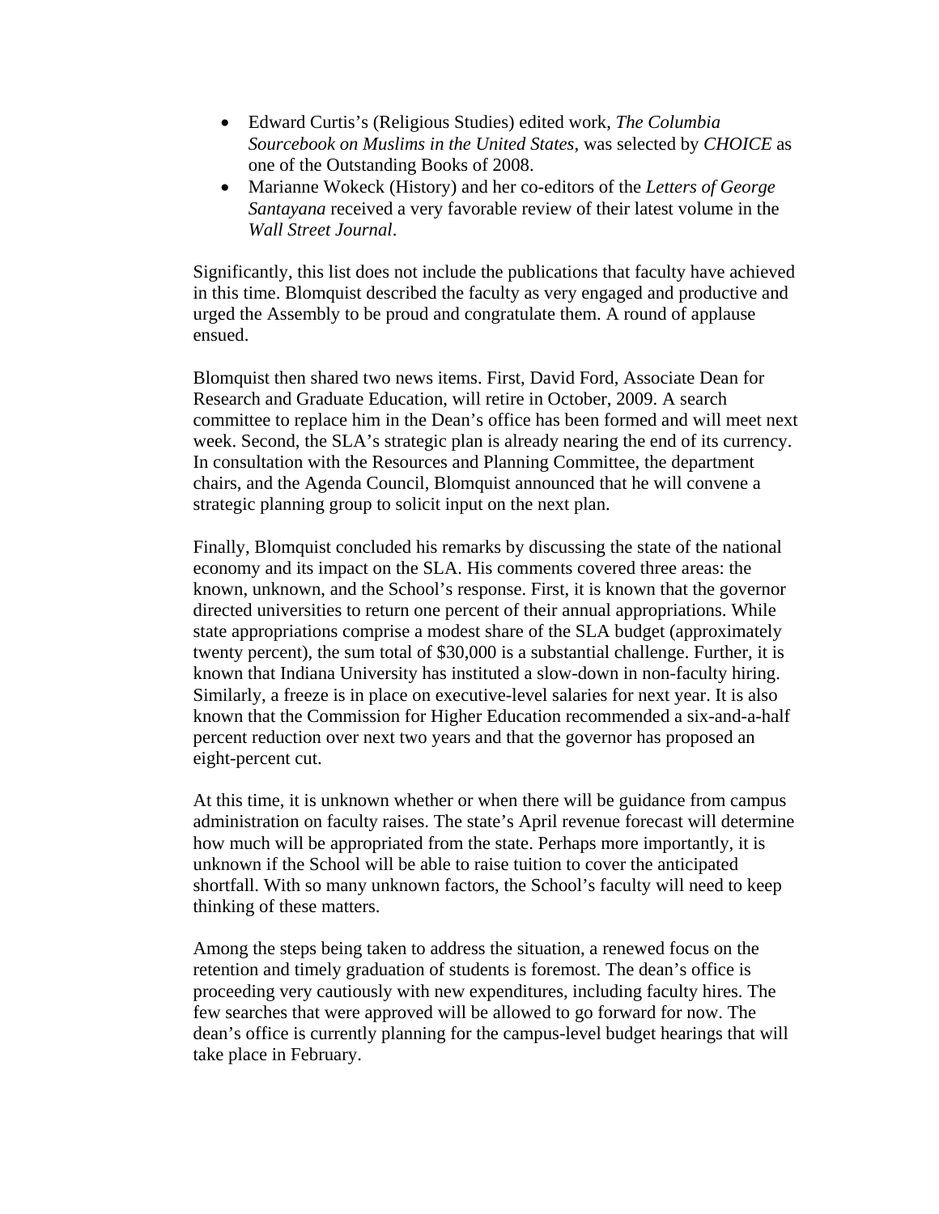- Edward Curtis's (Religious Studies) edited work, *The Columbia Sourcebook on Muslims in the United States*, was selected by *CHOICE* as one of the Outstanding Books of 2008.
- Marianne Wokeck (History) and her co-editors of the *Letters of George Santayana* received a very favorable review of their latest volume in the *Wall Street Journal*.

Significantly, this list does not include the publications that faculty have achieved in this time. Blomquist described the faculty as very engaged and productive and urged the Assembly to be proud and congratulate them. A round of applause ensued.

Blomquist then shared two news items. First, David Ford, Associate Dean for Research and Graduate Education, will retire in October, 2009. A search committee to replace him in the Dean's office has been formed and will meet next week. Second, the SLA's strategic plan is already nearing the end of its currency. In consultation with the Resources and Planning Committee, the department chairs, and the Agenda Council, Blomquist announced that he will convene a strategic planning group to solicit input on the next plan.

Finally, Blomquist concluded his remarks by discussing the state of the national economy and its impact on the SLA. His comments covered three areas: the known, unknown, and the School's response. First, it is known that the governor directed universities to return one percent of their annual appropriations. While state appropriations comprise a modest share of the SLA budget (approximately twenty percent), the sum total of $30,000 is a substantial challenge. Further, it is known that Indiana University has instituted a slow-down in non-faculty hiring. Similarly, a freeze is in place on executive-level salaries for next year. It is also known that the Commission for Higher Education recommended a six-and-a-half percent reduction over next two years and that the governor has proposed an eight-percent cut.

At this time, it is unknown whether or when there will be guidance from campus administration on faculty raises. The state's April revenue forecast will determine how much will be appropriated from the state. Perhaps more importantly, it is unknown if the School will be able to raise tuition to cover the anticipated shortfall. With so many unknown factors, the School's faculty will need to keep thinking of these matters.

Among the steps being taken to address the situation, a renewed focus on the retention and timely graduation of students is foremost. The dean's office is proceeding very cautiously with new expenditures, including faculty hires. The few searches that were approved will be allowed to go forward for now. The dean's office is currently planning for the campus-level budget hearings that will take place in February.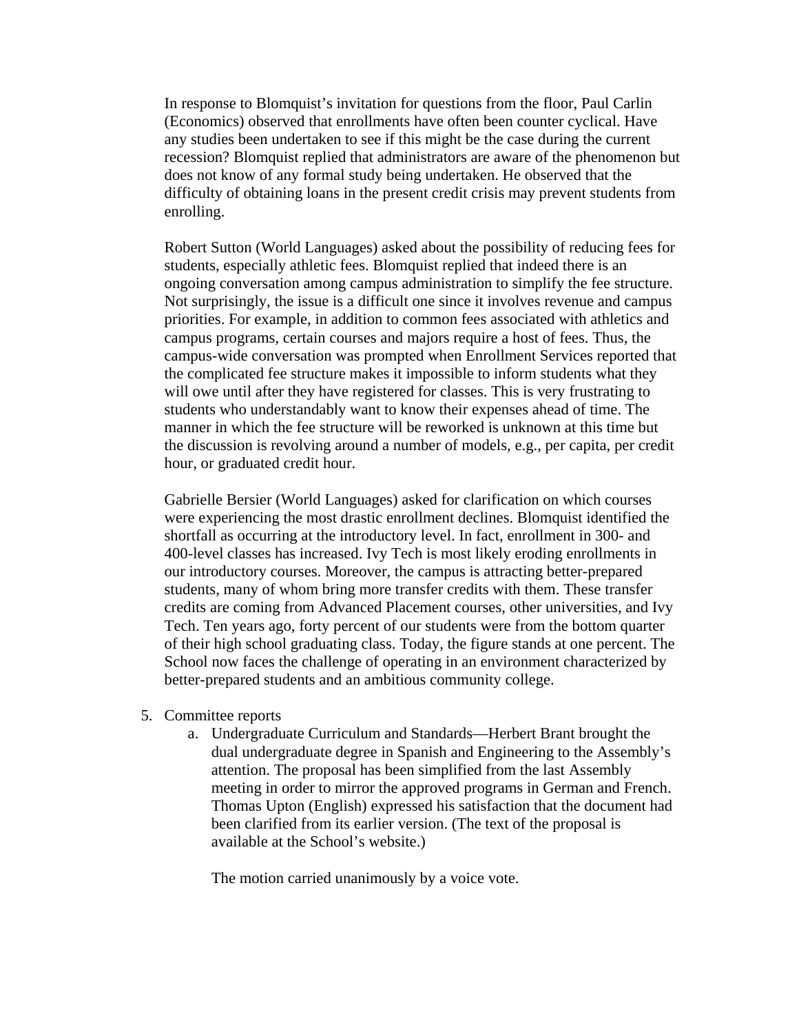In response to Blomquist's invitation for questions from the floor, Paul Carlin (Economics) observed that enrollments have often been counter cyclical. Have any studies been undertaken to see if this might be the case during the current recession? Blomquist replied that administrators are aware of the phenomenon but does not know of any formal study being undertaken. He observed that the difficulty of obtaining loans in the present credit crisis may prevent students from enrolling.

Robert Sutton (World Languages) asked about the possibility of reducing fees for students, especially athletic fees. Blomquist replied that indeed there is an ongoing conversation among campus administration to simplify the fee structure. Not surprisingly, the issue is a difficult one since it involves revenue and campus priorities. For example, in addition to common fees associated with athletics and campus programs, certain courses and majors require a host of fees. Thus, the campus-wide conversation was prompted when Enrollment Services reported that the complicated fee structure makes it impossible to inform students what they will owe until after they have registered for classes. This is very frustrating to students who understandably want to know their expenses ahead of time. The manner in which the fee structure will be reworked is unknown at this time but the discussion is revolving around a number of models, e.g., per capita, per credit hour, or graduated credit hour.

Gabrielle Bersier (World Languages) asked for clarification on which courses were experiencing the most drastic enrollment declines. Blomquist identified the shortfall as occurring at the introductory level. In fact, enrollment in 300- and 400-level classes has increased. Ivy Tech is most likely eroding enrollments in our introductory courses. Moreover, the campus is attracting better-prepared students, many of whom bring more transfer credits with them. These transfer credits are coming from Advanced Placement courses, other universities, and Ivy Tech. Ten years ago, forty percent of our students were from the bottom quarter of their high school graduating class. Today, the figure stands at one percent. The School now faces the challenge of operating in an environment characterized by better-prepared students and an ambitious community college.

5. Committee reports
    a. Undergraduate Curriculum and Standards—Herbert Brant brought the dual undergraduate degree in Spanish and Engineering to the Assembly's attention. The proposal has been simplified from the last Assembly meeting in order to mirror the approved programs in German and French. Thomas Upton (English) expressed his satisfaction that the document had been clarified from its earlier version. (The text of the proposal is available at the School's website.)

       The motion carried unanimously by a voice vote.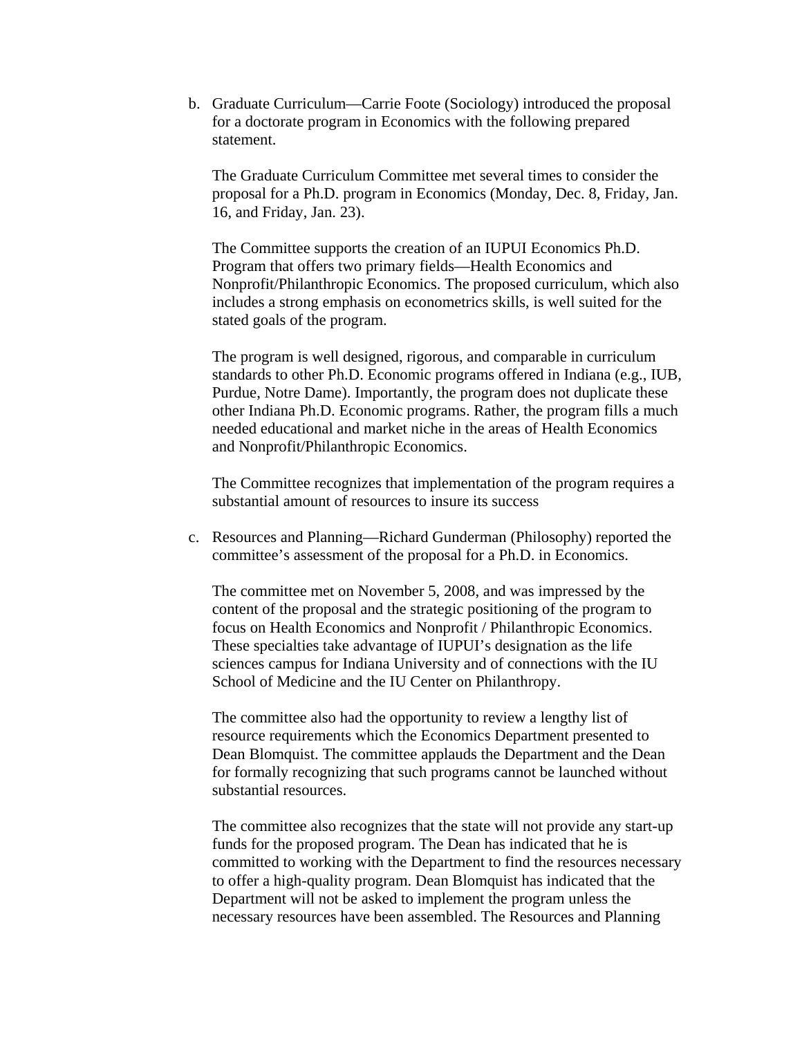b. Graduate Curriculum—Carrie Foote (Sociology) introduced the proposal for a doctorate program in Economics with the following prepared statement.

   The Graduate Curriculum Committee met several times to consider the proposal for a Ph.D. program in Economics (Monday, Dec. 8, Friday, Jan. 16, and Friday, Jan. 23).

   The Committee supports the creation of an IUPUI Economics Ph.D. Program that offers two primary fields—Health Economics and Nonprofit/Philanthropic Economics. The proposed curriculum, which also includes a strong emphasis on econometrics skills, is well suited for the stated goals of the program.

   The program is well designed, rigorous, and comparable in curriculum standards to other Ph.D. Economic programs offered in Indiana (e.g., IUB, Purdue, Notre Dame). Importantly, the program does not duplicate these other Indiana Ph.D. Economic programs. Rather, the program fills a much needed educational and market niche in the areas of Health Economics and Nonprofit/Philanthropic Economics.

   The Committee recognizes that implementation of the program requires a substantial amount of resources to insure its success

c. Resources and Planning—Richard Gunderman (Philosophy) reported the committee's assessment of the proposal for a Ph.D. in Economics.

   The committee met on November 5, 2008, and was impressed by the content of the proposal and the strategic positioning of the program to focus on Health Economics and Nonprofit / Philanthropic Economics. These specialties take advantage of IUPUI's designation as the life sciences campus for Indiana University and of connections with the IU School of Medicine and the IU Center on Philanthropy.

   The committee also had the opportunity to review a lengthy list of resource requirements which the Economics Department presented to Dean Blomquist. The committee applauds the Department and the Dean for formally recognizing that such programs cannot be launched without substantial resources.

   The committee also recognizes that the state will not provide any start-up funds for the proposed program. The Dean has indicated that he is committed to working with the Department to find the resources necessary to offer a high-quality program. Dean Blomquist has indicated that the Department will not be asked to implement the program unless the necessary resources have been assembled. The Resources and Planning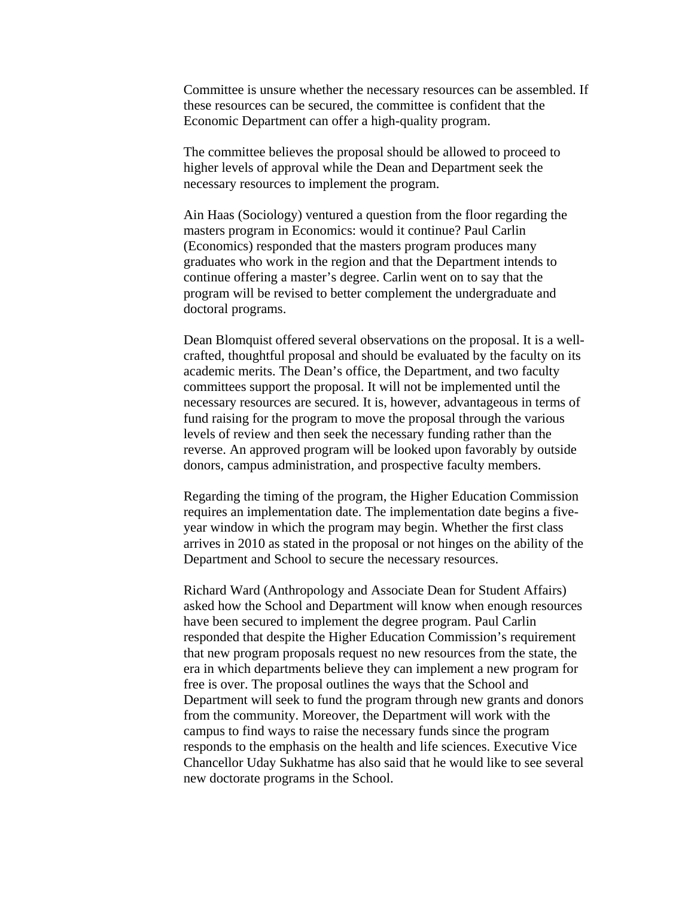Committee is unsure whether the necessary resources can be assembled. If these resources can be secured, the committee is confident that the Economic Department can offer a high-quality program.

The committee believes the proposal should be allowed to proceed to higher levels of approval while the Dean and Department seek the necessary resources to implement the program.

Ain Haas (Sociology) ventured a question from the floor regarding the masters program in Economics: would it continue? Paul Carlin (Economics) responded that the masters program produces many graduates who work in the region and that the Department intends to continue offering a master's degree. Carlin went on to say that the program will be revised to better complement the undergraduate and doctoral programs.

Dean Blomquist offered several observations on the proposal. It is a well-crafted, thoughtful proposal and should be evaluated by the faculty on its academic merits. The Dean's office, the Department, and two faculty committees support the proposal. It will not be implemented until the necessary resources are secured. It is, however, advantageous in terms of fund raising for the program to move the proposal through the various levels of review and then seek the necessary funding rather than the reverse. An approved program will be looked upon favorably by outside donors, campus administration, and prospective faculty members.

Regarding the timing of the program, the Higher Education Commission requires an implementation date. The implementation date begins a five-year window in which the program may begin. Whether the first class arrives in 2010 as stated in the proposal or not hinges on the ability of the Department and School to secure the necessary resources.

Richard Ward (Anthropology and Associate Dean for Student Affairs) asked how the School and Department will know when enough resources have been secured to implement the degree program. Paul Carlin responded that despite the Higher Education Commission's requirement that new program proposals request no new resources from the state, the era in which departments believe they can implement a new program for free is over. The proposal outlines the ways that the School and Department will seek to fund the program through new grants and donors from the community. Moreover, the Department will work with the campus to find ways to raise the necessary funds since the program responds to the emphasis on the health and life sciences. Executive Vice Chancellor Uday Sukhatme has also said that he would like to see several new doctorate programs in the School.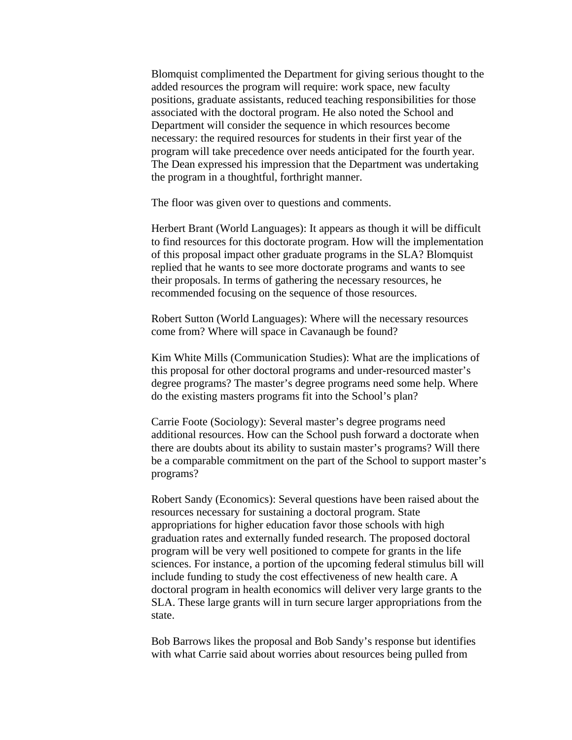Blomquist complimented the Department for giving serious thought to the added resources the program will require: work space, new faculty positions, graduate assistants, reduced teaching responsibilities for those associated with the doctoral program. He also noted the School and Department will consider the sequence in which resources become necessary: the required resources for students in their first year of the program will take precedence over needs anticipated for the fourth year. The Dean expressed his impression that the Department was undertaking the program in a thoughtful, forthright manner.

The floor was given over to questions and comments.

Herbert Brant (World Languages): It appears as though it will be difficult to find resources for this doctorate program. How will the implementation of this proposal impact other graduate programs in the SLA? Blomquist replied that he wants to see more doctorate programs and wants to see their proposals. In terms of gathering the necessary resources, he recommended focusing on the sequence of those resources.

Robert Sutton (World Languages): Where will the necessary resources come from? Where will space in Cavanaugh be found?

Kim White Mills (Communication Studies): What are the implications of this proposal for other doctoral programs and under-resourced master's degree programs? The master's degree programs need some help. Where do the existing masters programs fit into the School's plan?

Carrie Foote (Sociology): Several master's degree programs need additional resources. How can the School push forward a doctorate when there are doubts about its ability to sustain master's programs? Will there be a comparable commitment on the part of the School to support master's programs?

Robert Sandy (Economics): Several questions have been raised about the resources necessary for sustaining a doctoral program. State appropriations for higher education favor those schools with high graduation rates and externally funded research. The proposed doctoral program will be very well positioned to compete for grants in the life sciences. For instance, a portion of the upcoming federal stimulus bill will include funding to study the cost effectiveness of new health care. A doctoral program in health economics will deliver very large grants to the SLA. These large grants will in turn secure larger appropriations from the state.

Bob Barrows likes the proposal and Bob Sandy's response but identifies with what Carrie said about worries about resources being pulled from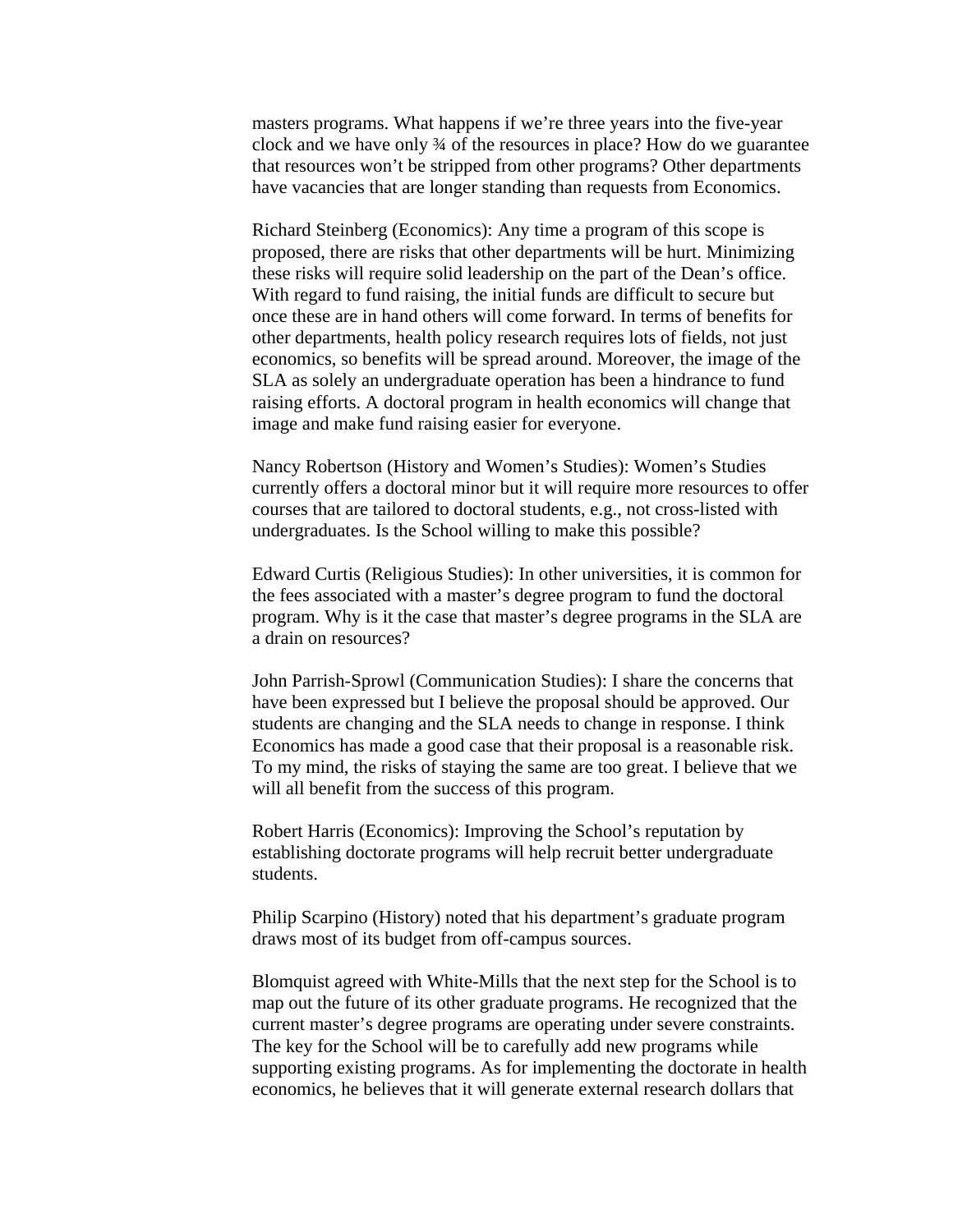masters programs. What happens if we're three years into the five-year clock and we have only ¾ of the resources in place? How do we guarantee that resources won't be stripped from other programs? Other departments have vacancies that are longer standing than requests from Economics.

Richard Steinberg (Economics): Any time a program of this scope is proposed, there are risks that other departments will be hurt. Minimizing these risks will require solid leadership on the part of the Dean's office. With regard to fund raising, the initial funds are difficult to secure but once these are in hand others will come forward. In terms of benefits for other departments, health policy research requires lots of fields, not just economics, so benefits will be spread around. Moreover, the image of the SLA as solely an undergraduate operation has been a hindrance to fund raising efforts. A doctoral program in health economics will change that image and make fund raising easier for everyone.

Nancy Robertson (History and Women's Studies): Women's Studies currently offers a doctoral minor but it will require more resources to offer courses that are tailored to doctoral students, e.g., not cross-listed with undergraduates. Is the School willing to make this possible?

Edward Curtis (Religious Studies): In other universities, it is common for the fees associated with a master's degree program to fund the doctoral program. Why is it the case that master's degree programs in the SLA are a drain on resources?

John Parrish-Sprowl (Communication Studies): I share the concerns that have been expressed but I believe the proposal should be approved. Our students are changing and the SLA needs to change in response. I think Economics has made a good case that their proposal is a reasonable risk. To my mind, the risks of staying the same are too great. I believe that we will all benefit from the success of this program.

Robert Harris (Economics): Improving the School's reputation by establishing doctorate programs will help recruit better undergraduate students.

Philip Scarpino (History) noted that his department's graduate program draws most of its budget from off-campus sources.

Blomquist agreed with White-Mills that the next step for the School is to map out the future of its other graduate programs. He recognized that the current master's degree programs are operating under severe constraints. The key for the School will be to carefully add new programs while supporting existing programs. As for implementing the doctorate in health economics, he believes that it will generate external research dollars that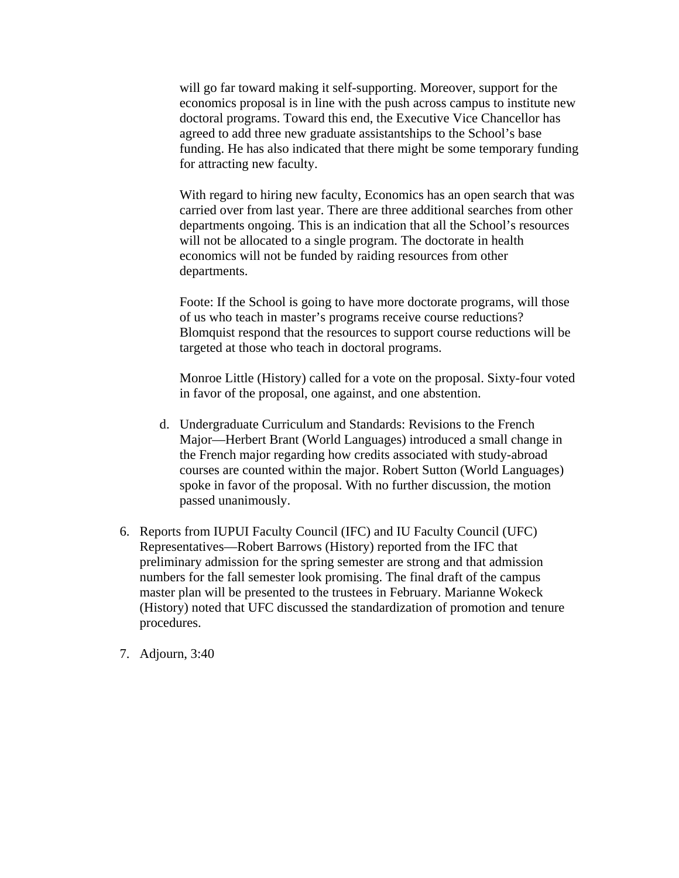will go far toward making it self-supporting. Moreover, support for the economics proposal is in line with the push across campus to institute new doctoral programs. Toward this end, the Executive Vice Chancellor has agreed to add three new graduate assistantships to the School's base funding. He has also indicated that there might be some temporary funding for attracting new faculty.

With regard to hiring new faculty, Economics has an open search that was carried over from last year. There are three additional searches from other departments ongoing. This is an indication that all the School's resources will not be allocated to a single program. The doctorate in health economics will not be funded by raiding resources from other departments.

Foote: If the School is going to have more doctorate programs, will those of us who teach in master's programs receive course reductions? Blomquist respond that the resources to support course reductions will be targeted at those who teach in doctoral programs.

Monroe Little (History) called for a vote on the proposal. Sixty-four voted in favor of the proposal, one against, and one abstention.

d. Undergraduate Curriculum and Standards: Revisions to the French Major—Herbert Brant (World Languages) introduced a small change in the French major regarding how credits associated with study-abroad courses are counted within the major. Robert Sutton (World Languages) spoke in favor of the proposal. With no further discussion, the motion passed unanimously.

6. Reports from IUPUI Faculty Council (IFC) and IU Faculty Council (UFC) Representatives—Robert Barrows (History) reported from the IFC that preliminary admission for the spring semester are strong and that admission numbers for the fall semester look promising. The final draft of the campus master plan will be presented to the trustees in February. Marianne Wokeck (History) noted that UFC discussed the standardization of promotion and tenure procedures.

7. Adjourn, 3:40